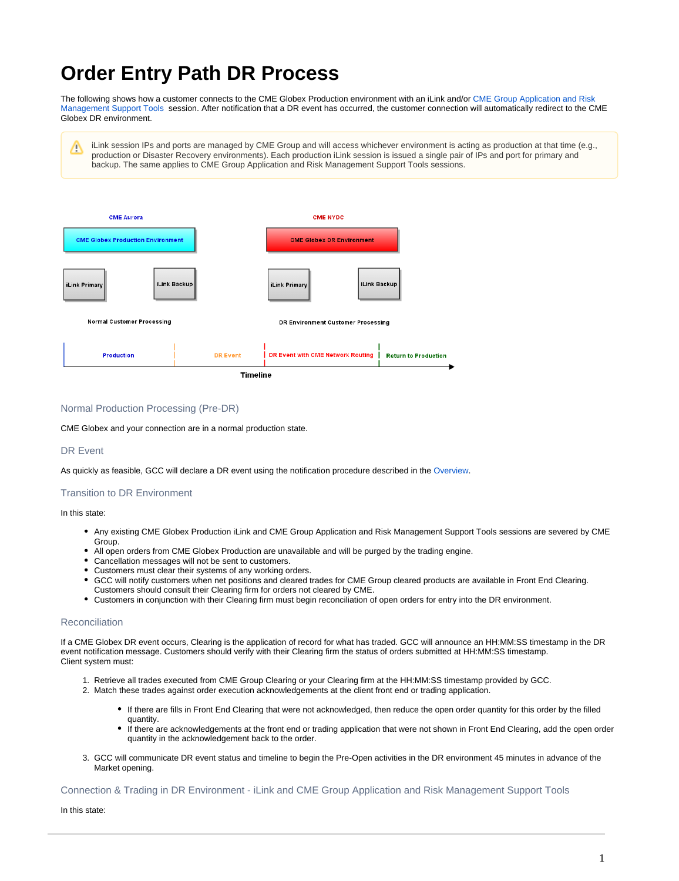# Order Entry Path DR Process

The following shows how a customer connects to the CME Globex Production environment with an iLink and/or CME Group Application and Risk Management Support Tools session. After notification that a DR event has occurred, the customer connection will automatically redirect to the CME Globex DR environment.

> iLink session IPs and ports are managed by CME Group and will access whichever environment is acting as production at that time (e.g., production or Disaster Recovery environments). Each production iLink session is issued a single pair of IPs and port for primary and backup. The same applies to CME Group Application and Risk Management Support Tools sessions.

### Normal Production Processing (Pre-DR)

CME Globex and your connection are in a normal production state.

### DR Event

As quickly as feasible, GCC will declare a DR event using the notification procedure described in the Overview.

### Transition to DR Environment

In this state:

- Any existing CME Globex Production iLink and CME Group Application and Risk Management Support Tools sessions are severed by CME Group.
- All open orders from CME Globex Production are unavailable and will be purged by the trading engine.
- Cancellation messages will not be sent to customers.
- Customers must clear their systems of any working orders.
- GCC will notify customers when net positions and cleared trades for CME Group cleared products are available in Front End Clearing. Customers should consult their Clearing firm for orders not cleared by CME.
- Customers in conjunction with their Clearing firm must begin reconciliation of open orders for entry into the DR environment.

### Reconciliation

If a CME Globex DR event occurs, Clearing is the application of record for what has traded. GCC will announce an HH:MM:SS timestamp in the DR event notification message. Customers should verify with their Clearing firm the status of orders submitted at HH:MM:SS timestamp.
Client system must:

1. Retrieve all trades executed from CME Group Clearing or your Clearing firm at the HH:MM:SS timestamp provided by GCC.
2. Match these trades against order execution acknowledgements at the client front end or trading application.
    - If there are fills in Front End Clearing that were not acknowledged, then reduce the open order quantity for this order by the filled quantity.
    - If there are acknowledgements at the front end or trading application that were not shown in Front End Clearing, add the open order quantity in the acknowledgement back to the order.
3. GCC will communicate DR event status and timeline to begin the Pre-Open activities in the DR environment 45 minutes in advance of the Market opening.

### Connection & Trading in DR Environment - iLink and CME Group Application and Risk Management Support Tools

In this state: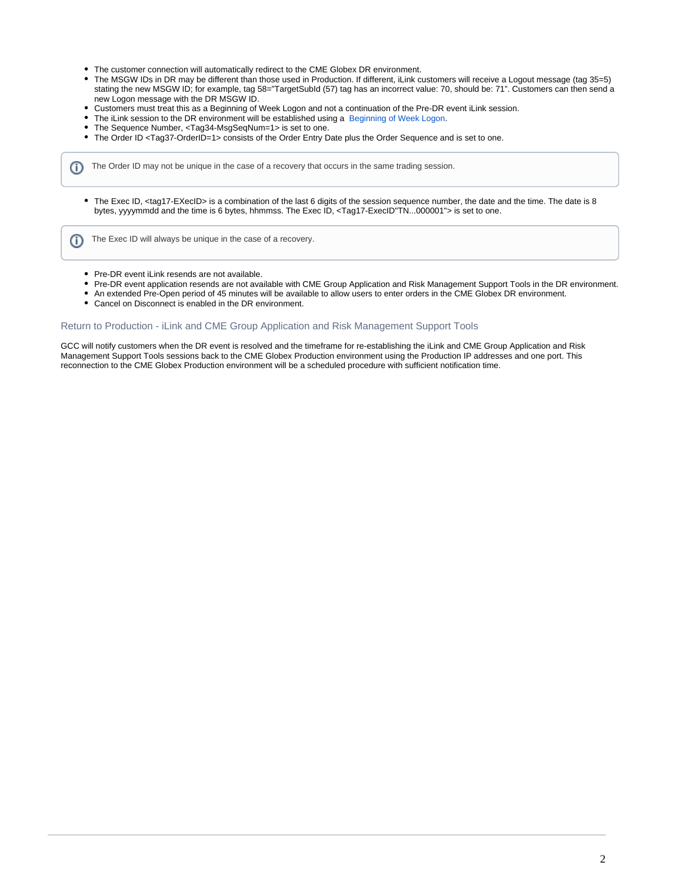- The customer connection will automatically redirect to the CME Globex DR environment.
- The MSGW IDs in DR may be different than those used in Production. If different, iLink customers will receive a Logout message (tag 35=5) stating the new MSGW ID; for example, tag 58="TargetSubId (57) tag has an incorrect value: 70, should be: 71". Customers can then send a new Logon message with the DR MSGW ID.
- Customers must treat this as a Beginning of Week Logon and not a continuation of the Pre-DR event iLink session.
- The iLink session to the DR environment will be established using a Beginning of Week Logon.
- The Sequence Number, <Tag34-MsgSeqNum=1> is set to one.
- The Order ID <Tag37-OrderID=1> consists of the Order Entry Date plus the Order Sequence and is set to one.

> The Order ID may not be unique in the case of a recovery that occurs in the same trading session.

- The Exec ID, <tag17-EXecID> is a combination of the last 6 digits of the session sequence number, the date and the time. The date is 8 bytes, yyyymmdd and the time is 6 bytes, hhmmss. The Exec ID, <Tag17-ExecID"TN...000001"> is set to one.

> The Exec ID will always be unique in the case of a recovery.

- Pre-DR event iLink resends are not available.
- Pre-DR event application resends are not available with CME Group Application and Risk Management Support Tools in the DR environment.
- An extended Pre-Open period of 45 minutes will be available to allow users to enter orders in the CME Globex DR environment.
- Cancel on Disconnect is enabled in the DR environment.

### Return to Production - iLink and CME Group Application and Risk Management Support Tools

GCC will notify customers when the DR event is resolved and the timeframe for re-establishing the iLink and CME Group Application and Risk Management Support Tools sessions back to the CME Globex Production environment using the Production IP addresses and one port. This reconnection to the CME Globex Production environment will be a scheduled procedure with sufficient notification time.